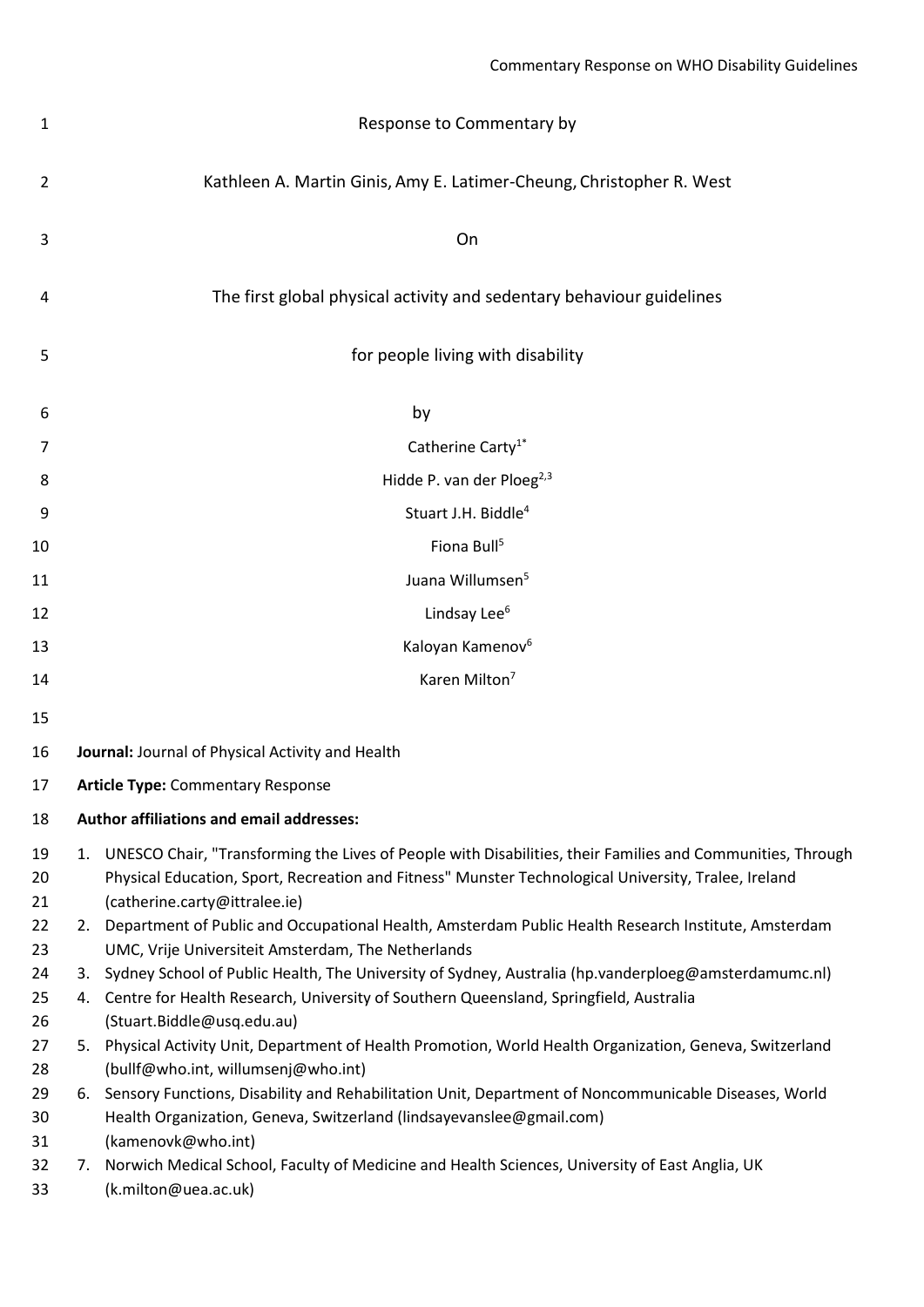Response to Commentary by

Kathleen A. Martin Ginis, Amy E. Latimer-Cheung, Christopher R. West

On

# The first global physical activity and sedentary behaviour guidelines for people living with disability

by

Catherine Carty[1*]

Hidde P. van der Ploeg[2,3]

Stuart J.H. Biddle[4]

Fiona Bull[5]

Juana Willumsen[5]

Lindsay Lee[6]

Kaloyan Kamenov[6]

Karen Milton[7]

**Journal:** Journal of Physical Activity and Health

**Article Type:** Commentary Response

**Author affiliations and email addresses:**

1. UNESCO Chair, "Transforming the Lives of People with Disabilities, their Families and Communities, Through Physical Education, Sport, Recreation and Fitness" Munster Technological University, Tralee, Ireland (catherine.carty@ittralee.ie)
2. Department of Public and Occupational Health, Amsterdam Public Health Research Institute, Amsterdam UMC, Vrije Universiteit Amsterdam, The Netherlands
3. Sydney School of Public Health, The University of Sydney, Australia (hp.vanderploeg@amsterdamumc.nl)
4. Centre for Health Research, University of Southern Queensland, Springfield, Australia (Stuart.Biddle@usq.edu.au)
5. Physical Activity Unit, Department of Health Promotion, World Health Organization, Geneva, Switzerland (bullf@who.int, willumsenj@who.int)
6. Sensory Functions, Disability and Rehabilitation Unit, Department of Noncommunicable Diseases, World Health Organization, Geneva, Switzerland (lindsayevanslee@gmail.com) (kamenovk@who.int)
7. Norwich Medical School, Faculty of Medicine and Health Sciences, University of East Anglia, UK (k.milton@uea.ac.uk)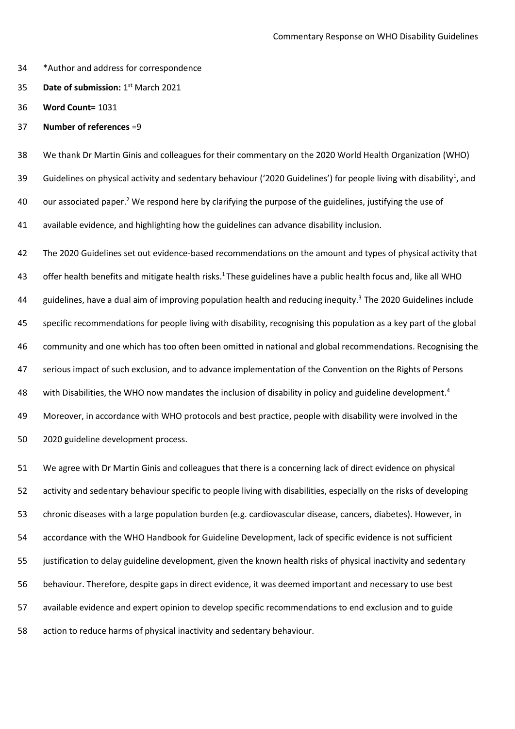*Author and address for correspondence

**Date of submission:** 1st March 2021

**Word Count=** 1031

**Number of references** =9

We thank Dr Martin Ginis and colleagues for their commentary on the 2020 World Health Organization (WHO) Guidelines on physical activity and sedentary behaviour ('2020 Guidelines') for people living with disability[1], and our associated paper.[2] We respond here by clarifying the purpose of the guidelines, justifying the use of available evidence, and highlighting how the guidelines can advance disability inclusion.

The 2020 Guidelines set out evidence-based recommendations on the amount and types of physical activity that offer health benefits and mitigate health risks.[1] These guidelines have a public health focus and, like all WHO guidelines, have a dual aim of improving population health and reducing inequity.[3] The 2020 Guidelines include specific recommendations for people living with disability, recognising this population as a key part of the global community and one which has too often been omitted in national and global recommendations. Recognising the serious impact of such exclusion, and to advance implementation of the Convention on the Rights of Persons with Disabilities, the WHO now mandates the inclusion of disability in policy and guideline development.[4] Moreover, in accordance with WHO protocols and best practice, people with disability were involved in the 2020 guideline development process.

We agree with Dr Martin Ginis and colleagues that there is a concerning lack of direct evidence on physical activity and sedentary behaviour specific to people living with disabilities, especially on the risks of developing chronic diseases with a large population burden (e.g. cardiovascular disease, cancers, diabetes). However, in accordance with the WHO Handbook for Guideline Development, lack of specific evidence is not sufficient justification to delay guideline development, given the known health risks of physical inactivity and sedentary behaviour. Therefore, despite gaps in direct evidence, it was deemed important and necessary to use best available evidence and expert opinion to develop specific recommendations to end exclusion and to guide action to reduce harms of physical inactivity and sedentary behaviour.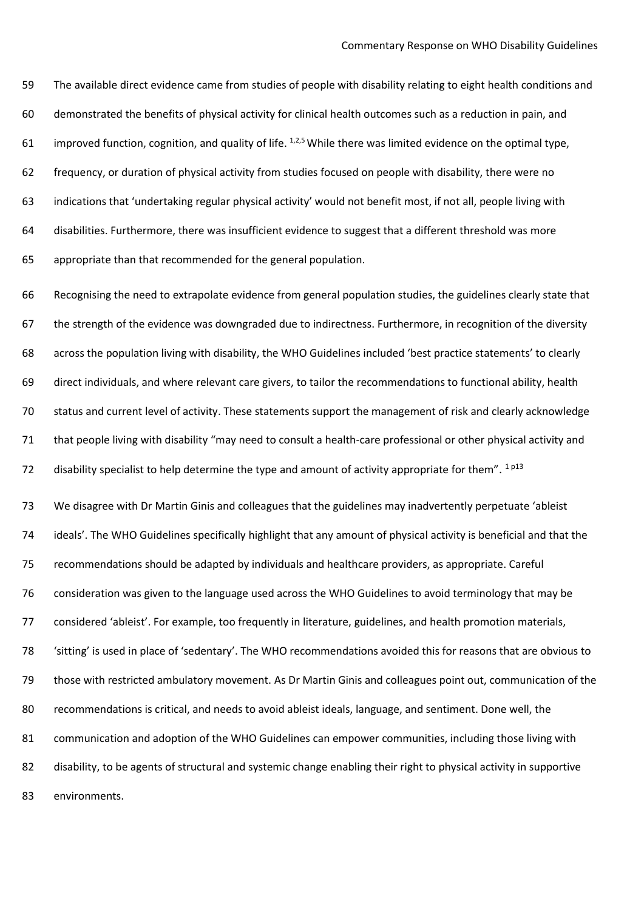The available direct evidence came from studies of people with disability relating to eight health conditions and demonstrated the benefits of physical activity for clinical health outcomes such as a reduction in pain, and improved function, cognition, and quality of life. [1,2,5] While there was limited evidence on the optimal type, frequency, or duration of physical activity from studies focused on people with disability, there were no indications that 'undertaking regular physical activity' would not benefit most, if not all, people living with disabilities. Furthermore, there was insufficient evidence to suggest that a different threshold was more appropriate than that recommended for the general population.

Recognising the need to extrapolate evidence from general population studies, the guidelines clearly state that the strength of the evidence was downgraded due to indirectness. Furthermore, in recognition of the diversity across the population living with disability, the WHO Guidelines included 'best practice statements' to clearly direct individuals, and where relevant care givers, to tailor the recommendations to functional ability, health status and current level of activity. These statements support the management of risk and clearly acknowledge that people living with disability "may need to consult a health-care professional or other physical activity and disability specialist to help determine the type and amount of activity appropriate for them". [1 p13]

We disagree with Dr Martin Ginis and colleagues that the guidelines may inadvertently perpetuate 'ableist ideals'. The WHO Guidelines specifically highlight that any amount of physical activity is beneficial and that the recommendations should be adapted by individuals and healthcare providers, as appropriate. Careful consideration was given to the language used across the WHO Guidelines to avoid terminology that may be considered 'ableist'. For example, too frequently in literature, guidelines, and health promotion materials, 'sitting' is used in place of 'sedentary'. The WHO recommendations avoided this for reasons that are obvious to those with restricted ambulatory movement. As Dr Martin Ginis and colleagues point out, communication of the recommendations is critical, and needs to avoid ableist ideals, language, and sentiment. Done well, the communication and adoption of the WHO Guidelines can empower communities, including those living with disability, to be agents of structural and systemic change enabling their right to physical activity in supportive environments.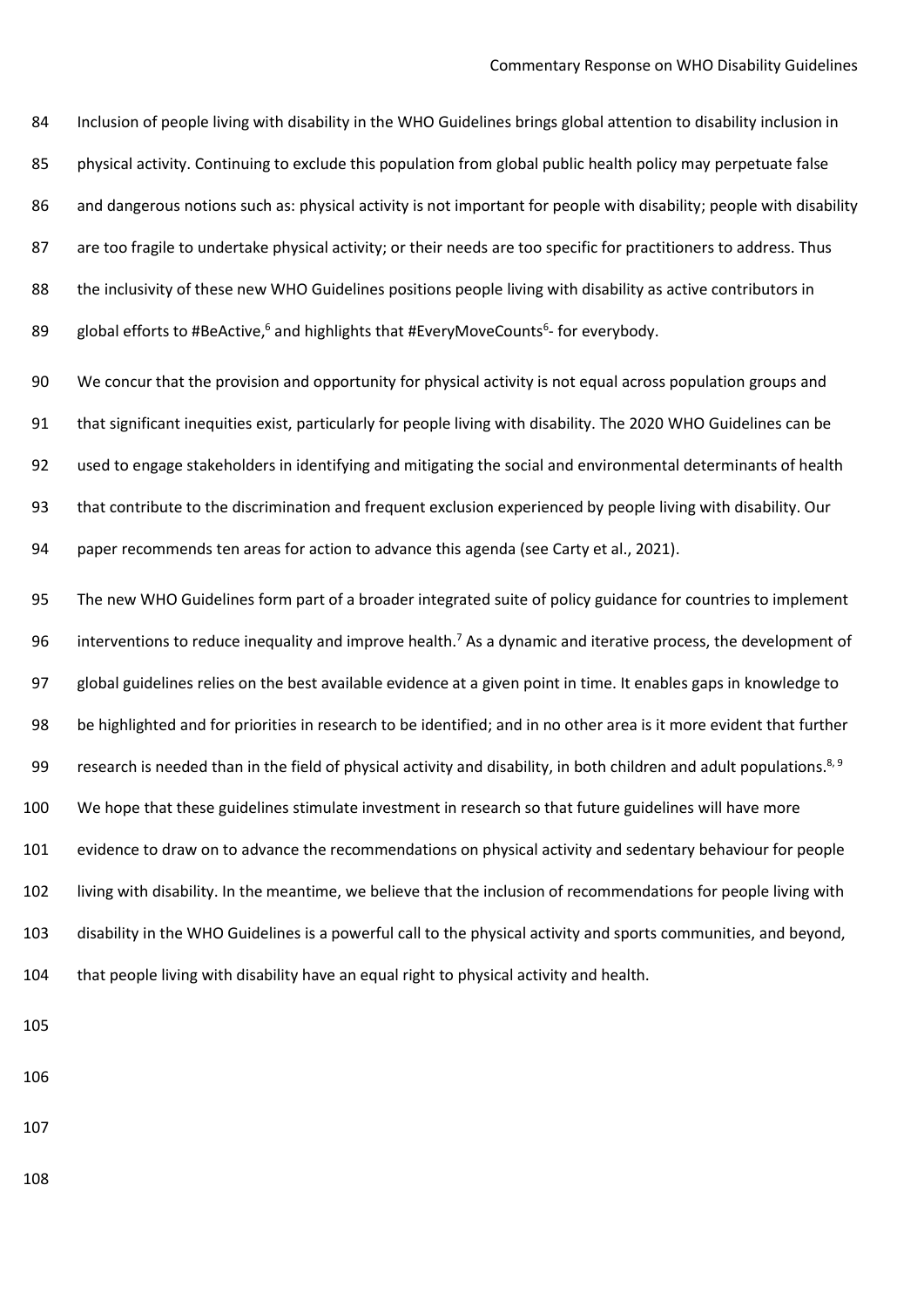Inclusion of people living with disability in the WHO Guidelines brings global attention to disability inclusion in physical activity. Continuing to exclude this population from global public health policy may perpetuate false and dangerous notions such as: physical activity is not important for people with disability; people with disability are too fragile to undertake physical activity; or their needs are too specific for practitioners to address. Thus the inclusivity of these new WHO Guidelines positions people living with disability as active contributors in global efforts to #BeActive,[6] and highlights that #EveryMoveCounts[6]- for everybody.

We concur that the provision and opportunity for physical activity is not equal across population groups and that significant inequities exist, particularly for people living with disability. The 2020 WHO Guidelines can be used to engage stakeholders in identifying and mitigating the social and environmental determinants of health that contribute to the discrimination and frequent exclusion experienced by people living with disability. Our paper recommends ten areas for action to advance this agenda (see Carty et al., 2021).

The new WHO Guidelines form part of a broader integrated suite of policy guidance for countries to implement interventions to reduce inequality and improve health.[7] As a dynamic and iterative process, the development of global guidelines relies on the best available evidence at a given point in time. It enables gaps in knowledge to be highlighted and for priorities in research to be identified; and in no other area is it more evident that further research is needed than in the field of physical activity and disability, in both children and adult populations.[8, 9] We hope that these guidelines stimulate investment in research so that future guidelines will have more evidence to draw on to advance the recommendations on physical activity and sedentary behaviour for people living with disability. In the meantime, we believe that the inclusion of recommendations for people living with disability in the WHO Guidelines is a powerful call to the physical activity and sports communities, and beyond, that people living with disability have an equal right to physical activity and health.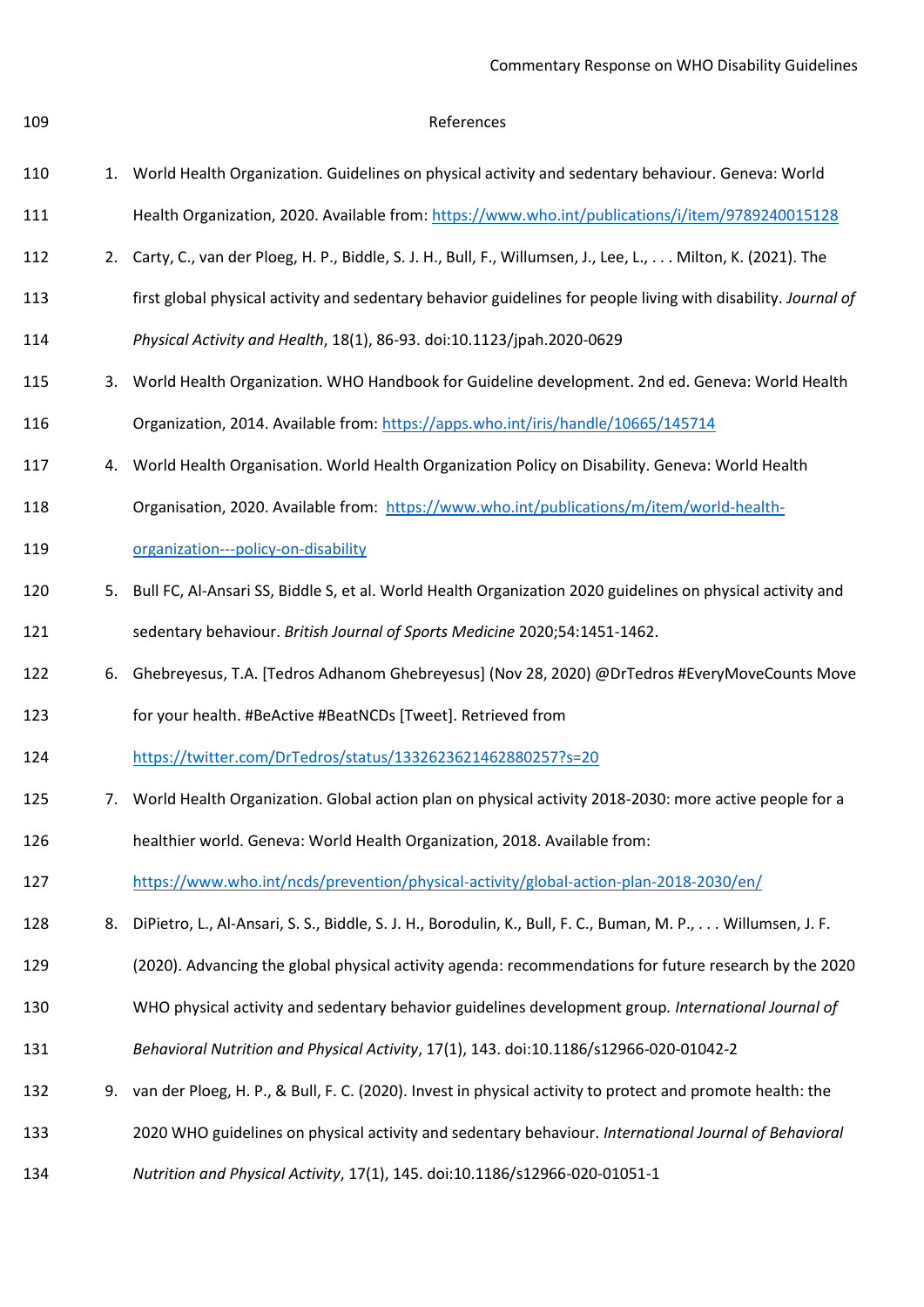## References

1. World Health Organization. Guidelines on physical activity and sedentary behaviour. Geneva: World Health Organization, 2020. Available from: https://www.who.int/publications/i/item/9789240015128
2. Carty, C., van der Ploeg, H. P., Biddle, S. J. H., Bull, F., Willumsen, J., Lee, L., . . . Milton, K. (2021). The first global physical activity and sedentary behavior guidelines for people living with disability. *Journal of Physical Activity and Health*, 18(1), 86-93. doi:10.1123/jpah.2020-0629
3. World Health Organization. WHO Handbook for Guideline development. 2nd ed. Geneva: World Health Organization, 2014. Available from: https://apps.who.int/iris/handle/10665/145714
4. World Health Organisation. World Health Organization Policy on Disability. Geneva: World Health Organisation, 2020. Available from: https://www.who.int/publications/m/item/world-health-organization---policy-on-disability
5. Bull FC, Al-Ansari SS, Biddle S, et al. World Health Organization 2020 guidelines on physical activity and sedentary behaviour. *British Journal of Sports Medicine* 2020;54:1451-1462.
6. Ghebreyesus, T.A. [Tedros Adhanom Ghebreyesus] (Nov 28, 2020) @DrTedros #EveryMoveCounts Move for your health. #BeActive #BeatNCDs [Tweet]. Retrieved from https://twitter.com/DrTedros/status/1332623621462880257?s=20
7. World Health Organization. Global action plan on physical activity 2018-2030: more active people for a healthier world. Geneva: World Health Organization, 2018. Available from: https://www.who.int/ncds/prevention/physical-activity/global-action-plan-2018-2030/en/
8. DiPietro, L., Al-Ansari, S. S., Biddle, S. J. H., Borodulin, K., Bull, F. C., Buman, M. P., . . . Willumsen, J. F. (2020). Advancing the global physical activity agenda: recommendations for future research by the 2020 WHO physical activity and sedentary behavior guidelines development group. *International Journal of Behavioral Nutrition and Physical Activity*, 17(1), 143. doi:10.1186/s12966-020-01042-2
9. van der Ploeg, H. P., & Bull, F. C. (2020). Invest in physical activity to protect and promote health: the 2020 WHO guidelines on physical activity and sedentary behaviour. *International Journal of Behavioral Nutrition and Physical Activity*, 17(1), 145. doi:10.1186/s12966-020-01051-1